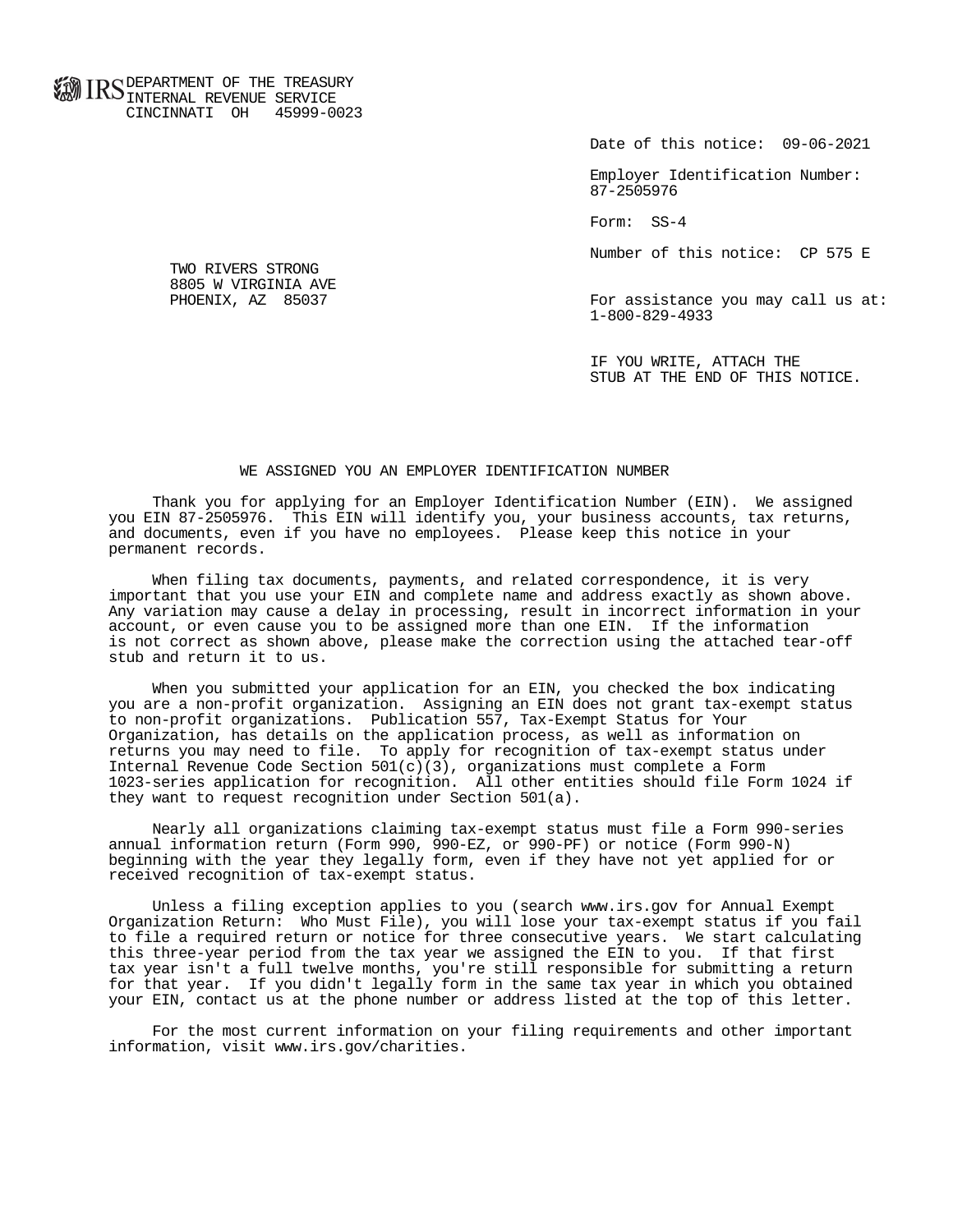IRS DEPARTMENT OF THE TREASURY
INTERNAL REVENUE SERVICE
CINCINNATI OH 45999-0023

Date of this notice: 09-06-2021

Employer Identification Number:
87-2505976

Form: SS-4

Number of this notice: CP 575 E

TWO RIVERS STRONG
8805 W VIRGINIA AVE
PHOENIX, AZ 85037

For assistance you may call us at:
1-800-829-4933

IF YOU WRITE, ATTACH THE
STUB AT THE END OF THIS NOTICE.

## WE ASSIGNED YOU AN EMPLOYER IDENTIFICATION NUMBER

Thank you for applying for an Employer Identification Number (EIN). We assigned you EIN 87-2505976. This EIN will identify you, your business accounts, tax returns, and documents, even if you have no employees. Please keep this notice in your permanent records.

When filing tax documents, payments, and related correspondence, it is very important that you use your EIN and complete name and address exactly as shown above. Any variation may cause a delay in processing, result in incorrect information in your account, or even cause you to be assigned more than one EIN. If the information is not correct as shown above, please make the correction using the attached tear-off stub and return it to us.

When you submitted your application for an EIN, you checked the box indicating you are a non-profit organization. Assigning an EIN does not grant tax-exempt status to non-profit organizations. Publication 557, Tax-Exempt Status for Your Organization, has details on the application process, as well as information on returns you may need to file. To apply for recognition of tax-exempt status under Internal Revenue Code Section 501(c)(3), organizations must complete a Form 1023-series application for recognition. All other entities should file Form 1024 if they want to request recognition under Section 501(a).

Nearly all organizations claiming tax-exempt status must file a Form 990-series annual information return (Form 990, 990-EZ, or 990-PF) or notice (Form 990-N) beginning with the year they legally form, even if they have not yet applied for or received recognition of tax-exempt status.

Unless a filing exception applies to you (search www.irs.gov for Annual Exempt Organization Return: Who Must File), you will lose your tax-exempt status if you fail to file a required return or notice for three consecutive years. We start calculating this three-year period from the tax year we assigned the EIN to you. If that first tax year isn't a full twelve months, you're still responsible for submitting a return for that year. If you didn't legally form in the same tax year in which you obtained your EIN, contact us at the phone number or address listed at the top of this letter.

For the most current information on your filing requirements and other important information, visit www.irs.gov/charities.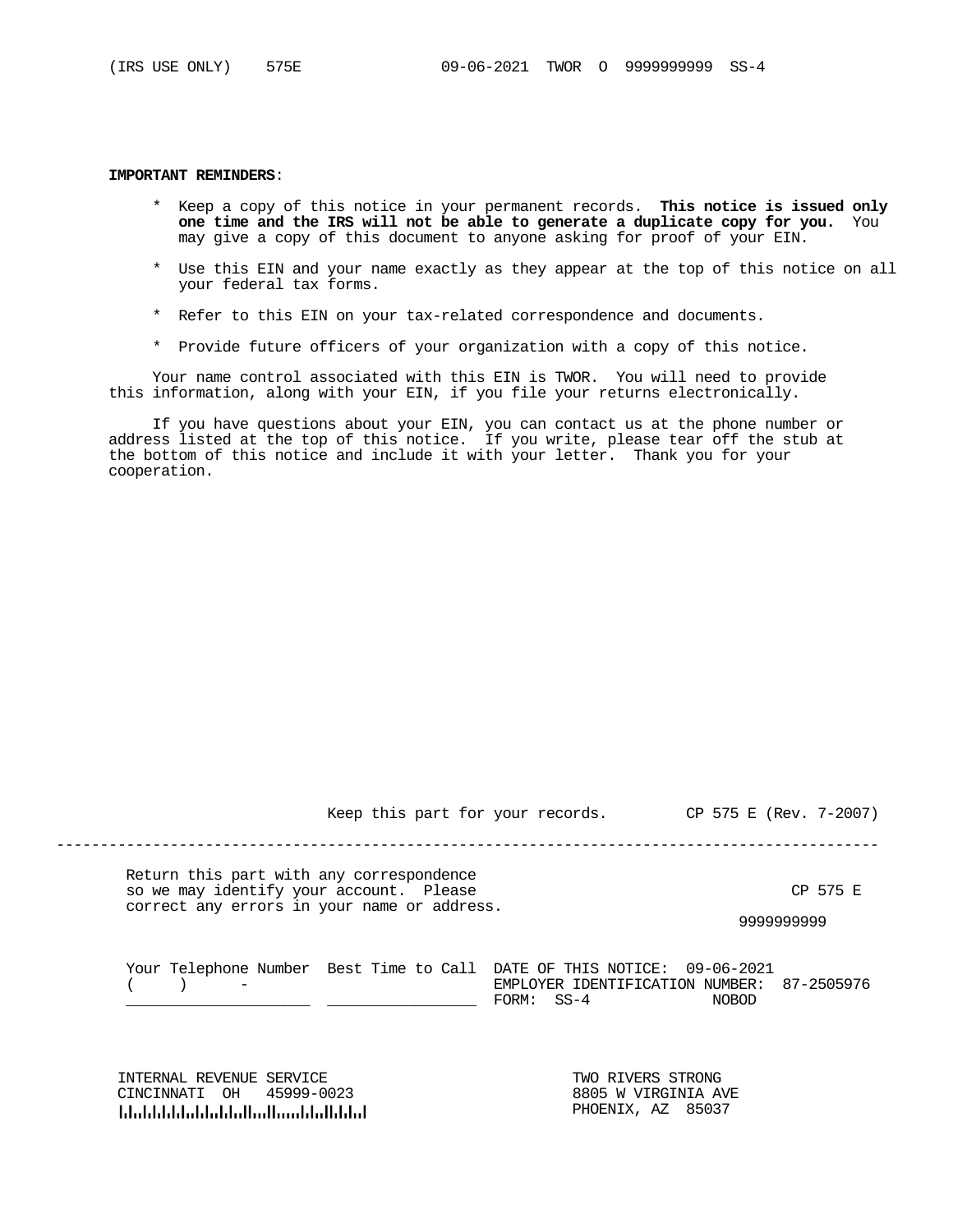(IRS USE ONLY) 575E 09-06-2021 TWOR O 9999999999 SS-4

**IMPORTANT REMINDERS**:

* Keep a copy of this notice in your permanent records. **This notice is issued only one time and the IRS will not be able to generate a duplicate copy for you.** You may give a copy of this document to anyone asking for proof of your EIN.
* Use this EIN and your name exactly as they appear at the top of this notice on all your federal tax forms.
* Refer to this EIN on your tax-related correspondence and documents.
* Provide future officers of your organization with a copy of this notice.

Your name control associated with this EIN is TWOR. You will need to provide this information, along with your EIN, if you file your returns electronically.

If you have questions about your EIN, you can contact us at the phone number or address listed at the top of this notice. If you write, please tear off the stub at the bottom of this notice and include it with your letter. Thank you for your cooperation.

Keep this part for your records. CP 575 E (Rev. 7-2007)

---

Return this part with any correspondence so we may identify your account. Please correct any errors in your name or address.

CP 575 E

9999999999

Your Telephone Number ( ) - ____________________

Best Time to Call ________________

DATE OF THIS NOTICE: 09-06-2021
EMPLOYER IDENTIFICATION NUMBER: 87-2505976
FORM: SS-4 NOBOD

INTERNAL REVENUE SERVICE
CINCINNATI OH 45999-0023

TWO RIVERS STRONG
8805 W VIRGINIA AVE
PHOENIX, AZ 85037